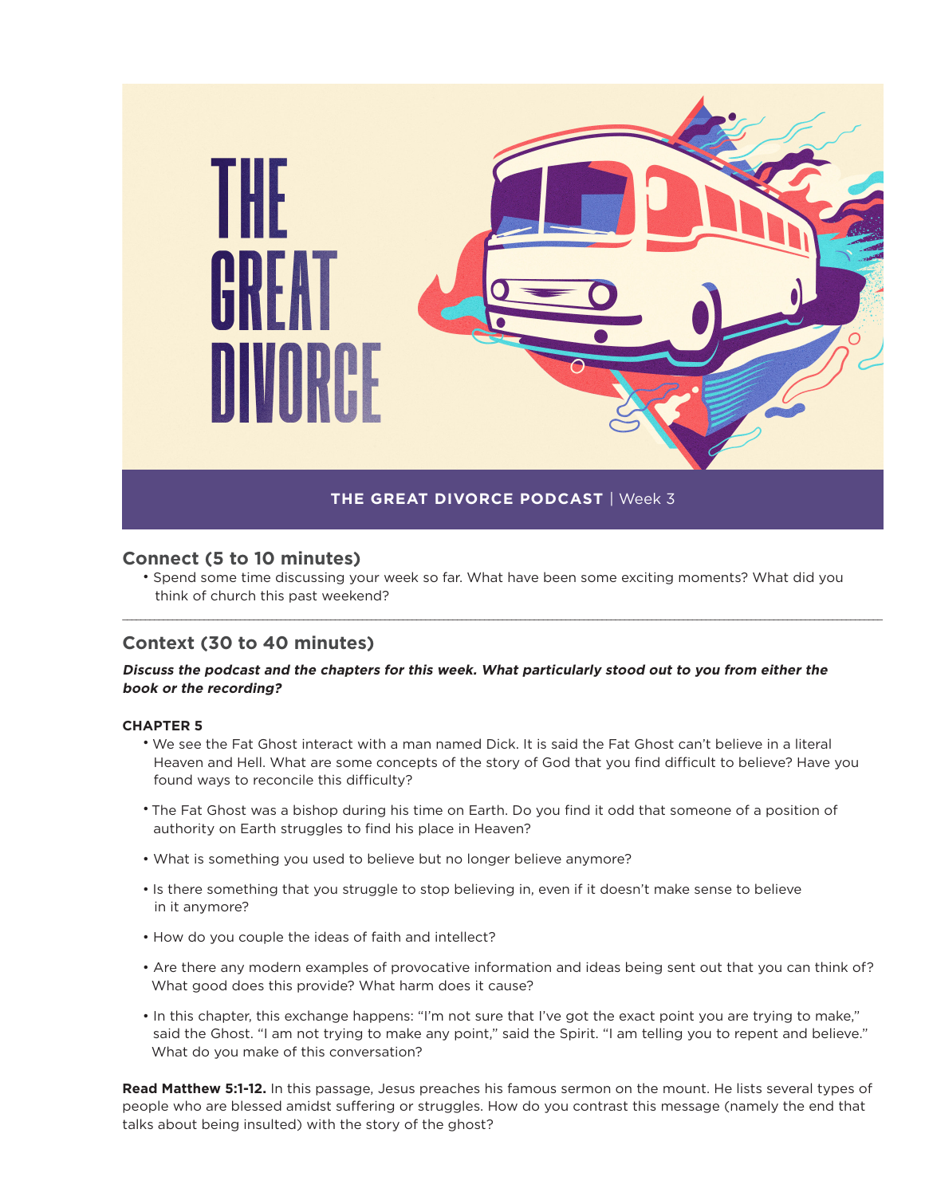# THE GREAT DIVORCE

**THE GREAT DIVORCE PODCAST** | Week 3

## Connect (5 to 10 minutes)

- Spend some time discussing your week so far. What have been some exciting moments? What did you think of church this past weekend?

---

## Context (30 to 40 minutes)

***Discuss the podcast and the chapters for this week. What particularly stood out to you from either the book or the recording?***

**CHAPTER 5**

- We see the Fat Ghost interact with a man named Dick. It is said the Fat Ghost can't believe in a literal Heaven and Hell. What are some concepts of the story of God that you find difficult to believe? Have you found ways to reconcile this difficulty?
- The Fat Ghost was a bishop during his time on Earth. Do you find it odd that someone of a position of authority on Earth struggles to find his place in Heaven?
- What is something you used to believe but no longer believe anymore?
- Is there something that you struggle to stop believing in, even if it doesn't make sense to believe in it anymore?
- How do you couple the ideas of faith and intellect?
- Are there any modern examples of provocative information and ideas being sent out that you can think of? What good does this provide? What harm does it cause?
- In this chapter, this exchange happens: "I'm not sure that I've got the exact point you are trying to make," said the Ghost. "I am not trying to make any point," said the Spirit. "I am telling you to repent and believe." What do you make of this conversation?

**Read Matthew 5:1-12.** In this passage, Jesus preaches his famous sermon on the mount. He lists several types of people who are blessed amidst suffering or struggles. How do you contrast this message (namely the end that talks about being insulted) with the story of the ghost?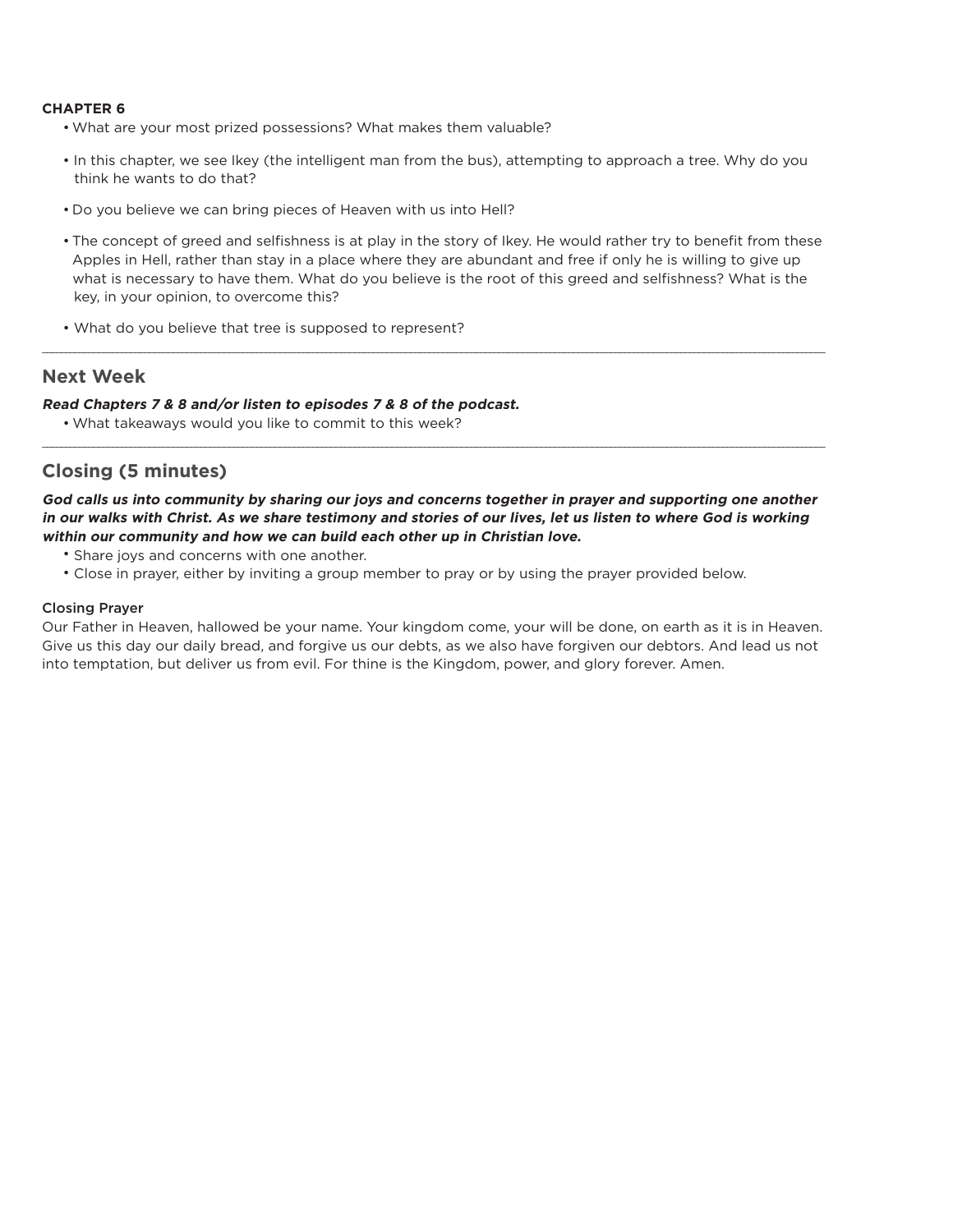**CHAPTER 6**

- What are your most prized possessions? What makes them valuable?
- In this chapter, we see Ikey (the intelligent man from the bus), attempting to approach a tree. Why do you think he wants to do that?
- Do you believe we can bring pieces of Heaven with us into Hell?
- The concept of greed and selfishness is at play in the story of Ikey. He would rather try to benefit from these Apples in Hell, rather than stay in a place where they are abundant and free if only he is willing to give up what is necessary to have them. What do you believe is the root of this greed and selfishness? What is the key, in your opinion, to overcome this?
- What do you believe that tree is supposed to represent?

---

## Next Week

***Read Chapters 7 & 8 and/or listen to episodes 7 & 8 of the podcast.***

- What takeaways would you like to commit to this week?

---

## Closing (5 minutes)

***God calls us into community by sharing our joys and concerns together in prayer and supporting one another in our walks with Christ. As we share testimony and stories of our lives, let us listen to where God is working within our community and how we can build each other up in Christian love.***

- Share joys and concerns with one another.
- Close in prayer, either by inviting a group member to pray or by using the prayer provided below.

Closing Prayer

Our Father in Heaven, hallowed be your name. Your kingdom come, your will be done, on earth as it is in Heaven. Give us this day our daily bread, and forgive us our debts, as we also have forgiven our debtors. And lead us not into temptation, but deliver us from evil. For thine is the Kingdom, power, and glory forever. Amen.